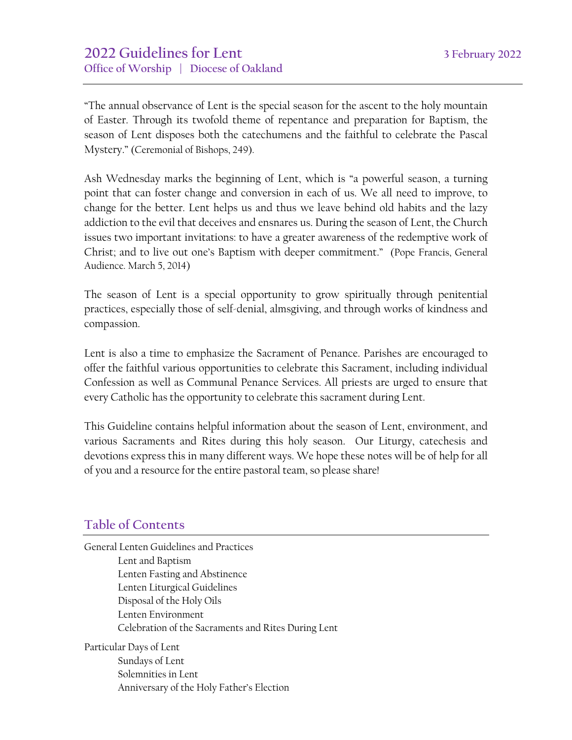# 2022 Guidelines for Lent

**3 February 2022**

## Office of Worship | Diocese of Oakland

"The annual observance of Lent is the special season for the ascent to the holy mountain of Easter. Through its twofold theme of repentance and preparation for Baptism, the season of Lent disposes both the catechumens and the faithful to celebrate the Pascal Mystery." (Ceremonial of Bishops, 249).

Ash Wednesday marks the beginning of Lent, which is "a powerful season, a turning point that can foster change and conversion in each of us. We all need to improve, to change for the better. Lent helps us and thus we leave behind old habits and the lazy addiction to the evil that deceives and ensnares us. During the season of Lent, the Church issues two important invitations: to have a greater awareness of the redemptive work of Christ; and to live out one's Baptism with deeper commitment." (Pope Francis, General Audience. March 5, 2014)

The season of Lent is a special opportunity to grow spiritually through penitential practices, especially those of self-denial, almsgiving, and through works of kindness and compassion.

Lent is also a time to emphasize the Sacrament of Penance. Parishes are encouraged to offer the faithful various opportunities to celebrate this Sacrament, including individual Confession as well as Communal Penance Services. All priests are urged to ensure that every Catholic has the opportunity to celebrate this sacrament during Lent.

This Guideline contains helpful information about the season of Lent, environment, and various Sacraments and Rites during this holy season. Our Liturgy, catechesis and devotions express this in many different ways. We hope these notes will be of help for all of you and a resource for the entire pastoral team, so please share!

## Table of Contents

General Lenten Guidelines and Practices
- Lent and Baptism
- Lenten Fasting and Abstinence
- Lenten Liturgical Guidelines
- Disposal of the Holy Oils
- Lenten Environment
- Celebration of the Sacraments and Rites During Lent

Particular Days of Lent
- Sundays of Lent
- Solemnities in Lent
- Anniversary of the Holy Father's Election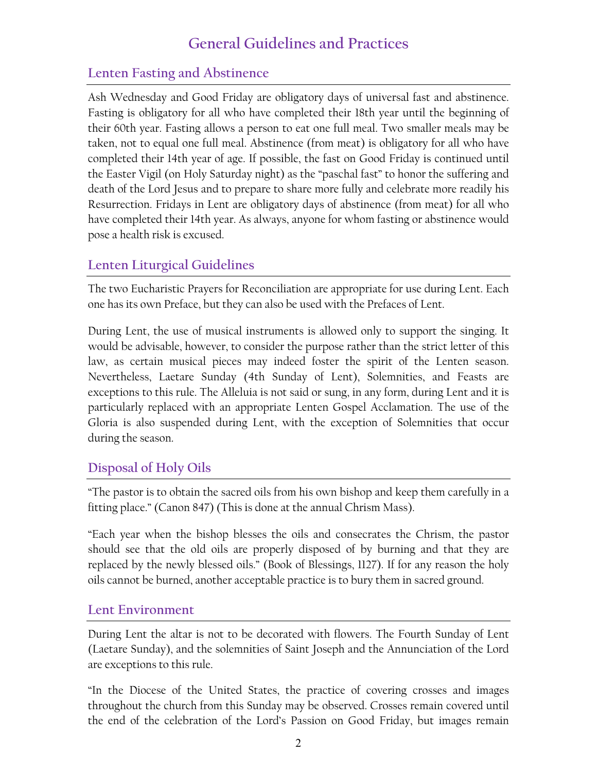# General Guidelines and Practices

## Lenten Fasting and Abstinence

Ash Wednesday and Good Friday are obligatory days of universal fast and abstinence. Fasting is obligatory for all who have completed their 18th year until the beginning of their 60th year. Fasting allows a person to eat one full meal. Two smaller meals may be taken, not to equal one full meal. Abstinence (from meat) is obligatory for all who have completed their 14th year of age. If possible, the fast on Good Friday is continued until the Easter Vigil (on Holy Saturday night) as the "paschal fast" to honor the suffering and death of the Lord Jesus and to prepare to share more fully and celebrate more readily his Resurrection. Fridays in Lent are obligatory days of abstinence (from meat) for all who have completed their 14th year. As always, anyone for whom fasting or abstinence would pose a health risk is excused.

## Lenten Liturgical Guidelines

The two Eucharistic Prayers for Reconciliation are appropriate for use during Lent. Each one has its own Preface, but they can also be used with the Prefaces of Lent.

During Lent, the use of musical instruments is allowed only to support the singing. It would be advisable, however, to consider the purpose rather than the strict letter of this law, as certain musical pieces may indeed foster the spirit of the Lenten season. Nevertheless, Laetare Sunday (4th Sunday of Lent), Solemnities, and Feasts are exceptions to this rule. The Alleluia is not said or sung, in any form, during Lent and it is particularly replaced with an appropriate Lenten Gospel Acclamation. The use of the Gloria is also suspended during Lent, with the exception of Solemnities that occur during the season.

## Disposal of Holy Oils

"The pastor is to obtain the sacred oils from his own bishop and keep them carefully in a fitting place." (Canon 847) (This is done at the annual Chrism Mass).

"Each year when the bishop blesses the oils and consecrates the Chrism, the pastor should see that the old oils are properly disposed of by burning and that they are replaced by the newly blessed oils." (Book of Blessings, 1127). If for any reason the holy oils cannot be burned, another acceptable practice is to bury them in sacred ground.

## Lent Environment

During Lent the altar is not to be decorated with flowers. The Fourth Sunday of Lent (Laetare Sunday), and the solemnities of Saint Joseph and the Annunciation of the Lord are exceptions to this rule.

"In the Diocese of the United States, the practice of covering crosses and images throughout the church from this Sunday may be observed. Crosses remain covered until the end of the celebration of the Lord's Passion on Good Friday, but images remain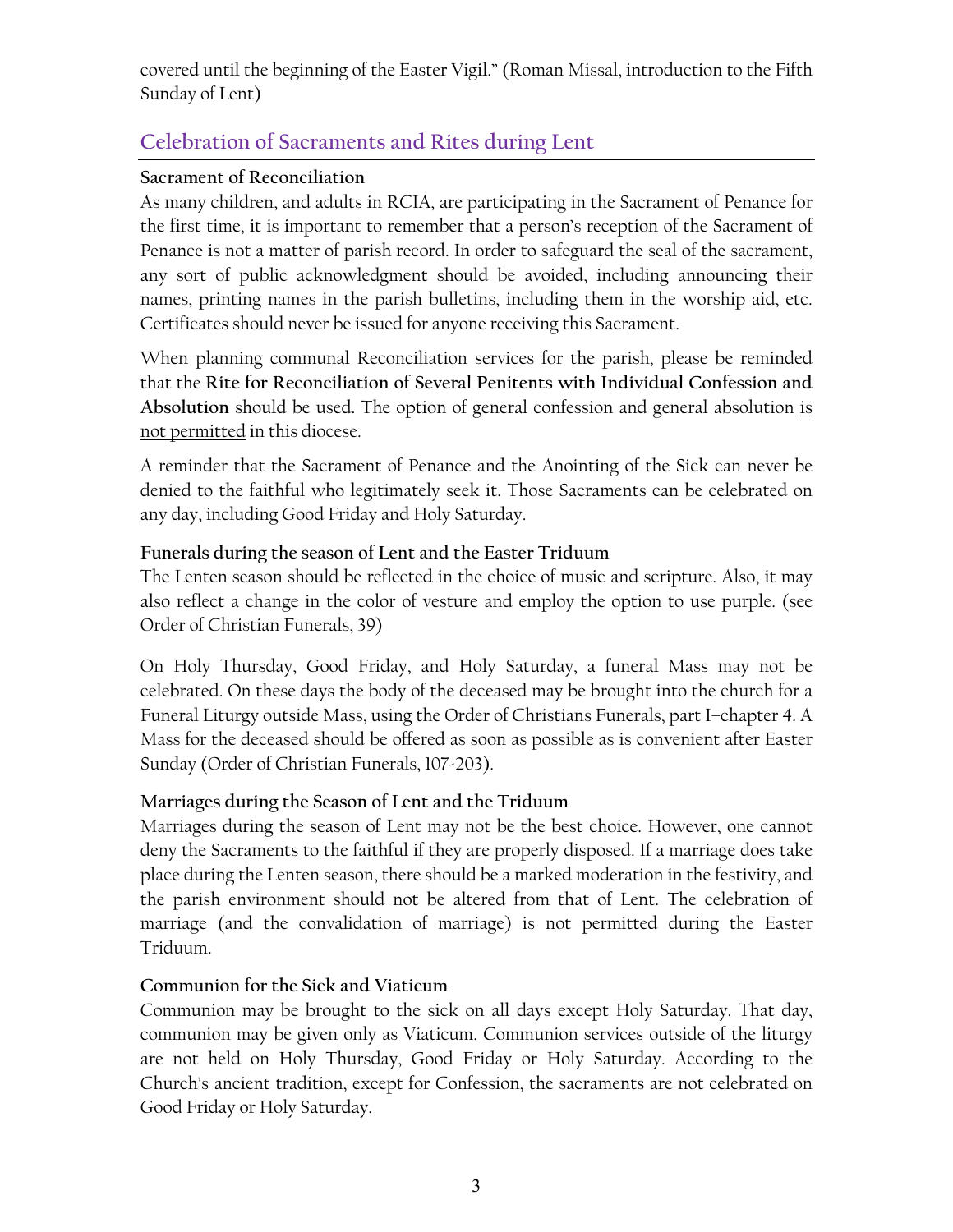covered until the beginning of the Easter Vigil." (Roman Missal, introduction to the Fifth Sunday of Lent)

## Celebration of Sacraments and Rites during Lent

**Sacrament of Reconciliation**

As many children, and adults in RCIA, are participating in the Sacrament of Penance for the first time, it is important to remember that a person's reception of the Sacrament of Penance is not a matter of parish record. In order to safeguard the seal of the sacrament, any sort of public acknowledgment should be avoided, including announcing their names, printing names in the parish bulletins, including them in the worship aid, etc. Certificates should never be issued for anyone receiving this Sacrament.

When planning communal Reconciliation services for the parish, please be reminded that the **Rite for Reconciliation of Several Penitents with Individual Confession and Absolution** should be used. The option of general confession and general absolution <u>is not permitted</u> in this diocese.

A reminder that the Sacrament of Penance and the Anointing of the Sick can never be denied to the faithful who legitimately seek it. Those Sacraments can be celebrated on any day, including Good Friday and Holy Saturday.

**Funerals during the season of Lent and the Easter Triduum**

The Lenten season should be reflected in the choice of music and scripture. Also, it may also reflect a change in the color of vesture and employ the option to use purple. (see Order of Christian Funerals, 39)

On Holy Thursday, Good Friday, and Holy Saturday, a funeral Mass may not be celebrated. On these days the body of the deceased may be brought into the church for a Funeral Liturgy outside Mass, using the Order of Christians Funerals, part I–chapter 4. A Mass for the deceased should be offered as soon as possible as is convenient after Easter Sunday (Order of Christian Funerals, 107-203).

**Marriages during the Season of Lent and the Triduum**

Marriages during the season of Lent may not be the best choice. However, one cannot deny the Sacraments to the faithful if they are properly disposed. If a marriage does take place during the Lenten season, there should be a marked moderation in the festivity, and the parish environment should not be altered from that of Lent. The celebration of marriage (and the convalidation of marriage) is not permitted during the Easter Triduum.

**Communion for the Sick and Viaticum**

Communion may be brought to the sick on all days except Holy Saturday. That day, communion may be given only as Viaticum. Communion services outside of the liturgy are not held on Holy Thursday, Good Friday or Holy Saturday. According to the Church's ancient tradition, except for Confession, the sacraments are not celebrated on Good Friday or Holy Saturday.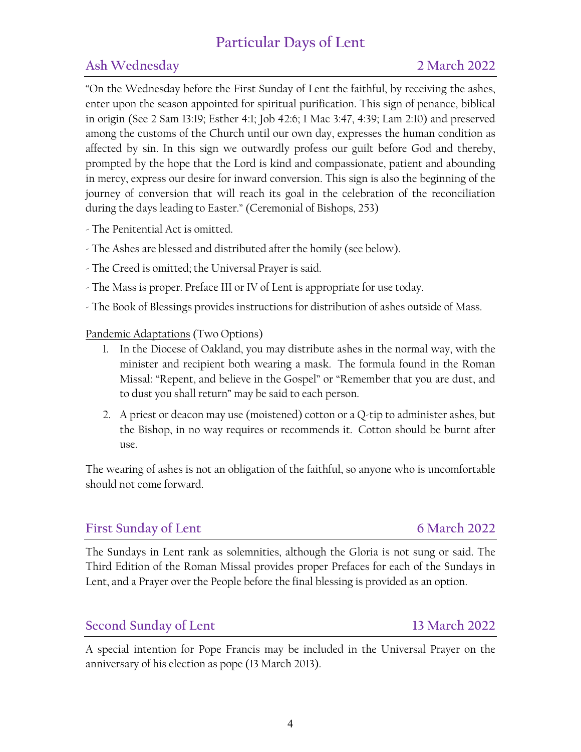# Particular Days of Lent

## Ash Wednesday — 2 March 2022

"On the Wednesday before the First Sunday of Lent the faithful, by receiving the ashes, enter upon the season appointed for spiritual purification. This sign of penance, biblical in origin (See 2 Sam 13:19; Esther 4:1; Job 42:6; 1 Mac 3:47, 4:39; Lam 2:10) and preserved among the customs of the Church until our own day, expresses the human condition as affected by sin. In this sign we outwardly profess our guilt before God and thereby, prompted by the hope that the Lord is kind and compassionate, patient and abounding in mercy, express our desire for inward conversion. This sign is also the beginning of the journey of conversion that will reach its goal in the celebration of the reconciliation during the days leading to Easter." (Ceremonial of Bishops, 253)

- The Penitential Act is omitted.
- The Ashes are blessed and distributed after the homily (see below).
- The Creed is omitted; the Universal Prayer is said.
- The Mass is proper. Preface III or IV of Lent is appropriate for use today.
- The Book of Blessings provides instructions for distribution of ashes outside of Mass.

<u>Pandemic Adaptations</u> (Two Options)

1. In the Diocese of Oakland, you may distribute ashes in the normal way, with the minister and recipient both wearing a mask. The formula found in the Roman Missal: "Repent, and believe in the Gospel" or "Remember that you are dust, and to dust you shall return" may be said to each person.
2. A priest or deacon may use (moistened) cotton or a Q-tip to administer ashes, but the Bishop, in no way requires or recommends it. Cotton should be burnt after use.

The wearing of ashes is not an obligation of the faithful, so anyone who is uncomfortable should not come forward.

## First Sunday of Lent — 6 March 2022

The Sundays in Lent rank as solemnities, although the Gloria is not sung or said. The Third Edition of the Roman Missal provides proper Prefaces for each of the Sundays in Lent, and a Prayer over the People before the final blessing is provided as an option.

## Second Sunday of Lent — 13 March 2022

A special intention for Pope Francis may be included in the Universal Prayer on the anniversary of his election as pope (13 March 2013).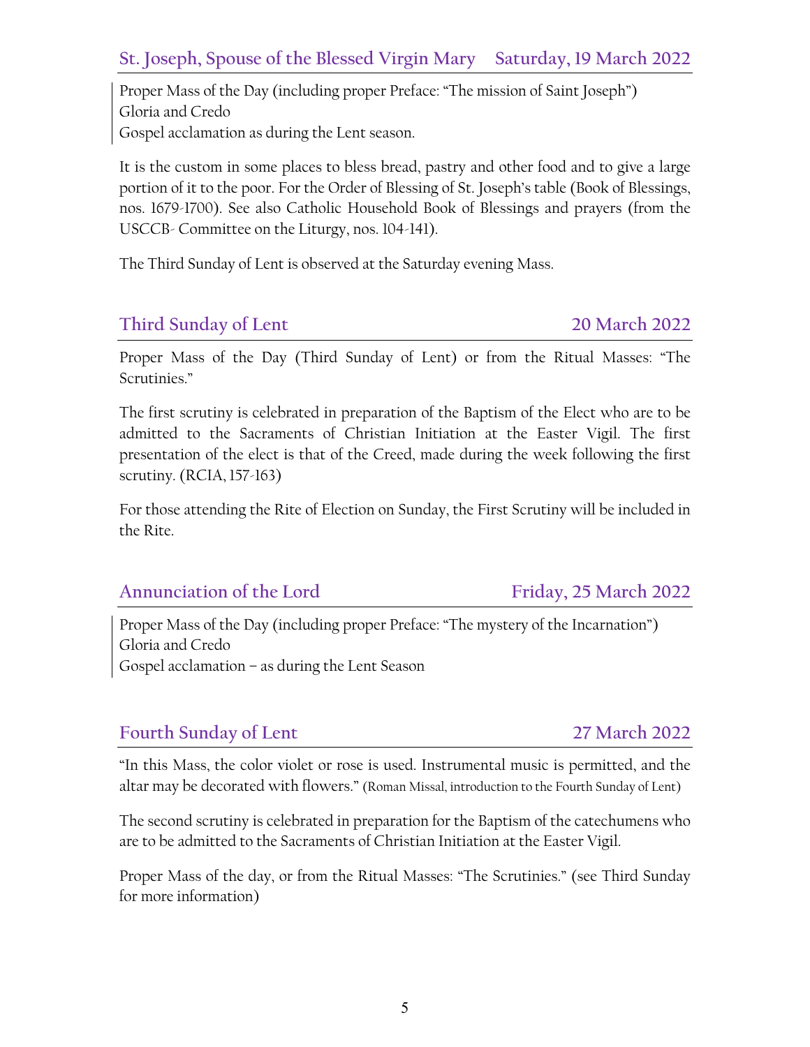## St. Joseph, Spouse of the Blessed Virgin Mary Saturday, 19 March 2022

Proper Mass of the Day (including proper Preface: "The mission of Saint Joseph")
Gloria and Credo
Gospel acclamation as during the Lent season.

It is the custom in some places to bless bread, pastry and other food and to give a large portion of it to the poor. For the Order of Blessing of St. Joseph's table (Book of Blessings, nos. 1679-1700). See also Catholic Household Book of Blessings and prayers (from the USCCB- Committee on the Liturgy, nos. 104-141).

The Third Sunday of Lent is observed at the Saturday evening Mass.

## Third Sunday of Lent 20 March 2022

Proper Mass of the Day (Third Sunday of Lent) or from the Ritual Masses: "The Scrutinies."

The first scrutiny is celebrated in preparation of the Baptism of the Elect who are to be admitted to the Sacraments of Christian Initiation at the Easter Vigil. The first presentation of the elect is that of the Creed, made during the week following the first scrutiny. (RCIA, 157-163)

For those attending the Rite of Election on Sunday, the First Scrutiny will be included in the Rite.

## Annunciation of the Lord Friday, 25 March 2022

Proper Mass of the Day (including proper Preface: "The mystery of the Incarnation")
Gloria and Credo
Gospel acclamation – as during the Lent Season

## Fourth Sunday of Lent 27 March 2022

"In this Mass, the color violet or rose is used. Instrumental music is permitted, and the altar may be decorated with flowers." (Roman Missal, introduction to the Fourth Sunday of Lent)

The second scrutiny is celebrated in preparation for the Baptism of the catechumens who are to be admitted to the Sacraments of Christian Initiation at the Easter Vigil.

Proper Mass of the day, or from the Ritual Masses: "The Scrutinies." (see Third Sunday for more information)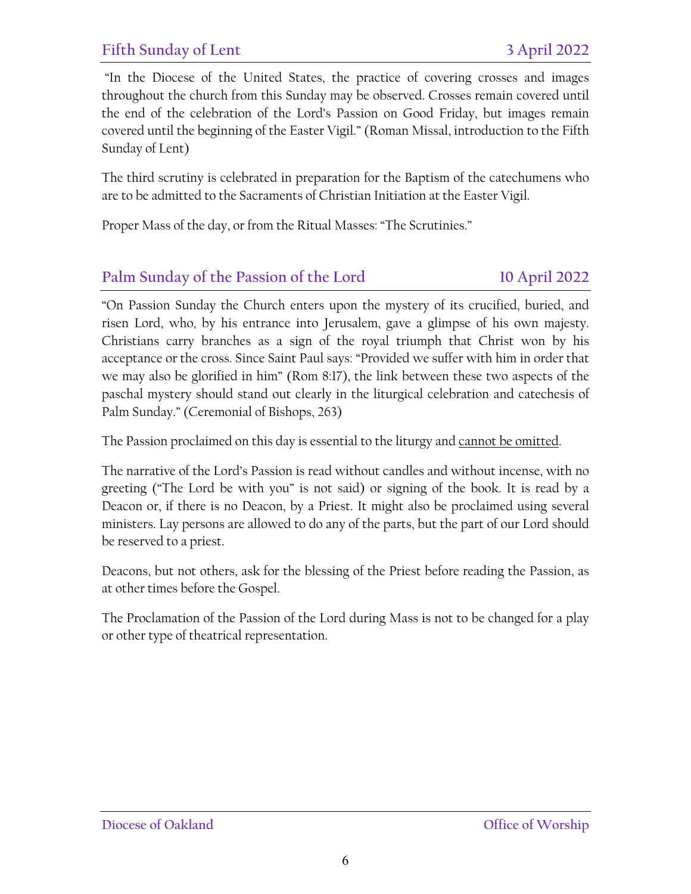## Fifth Sunday of Lent — 3 April 2022

"In the Diocese of the United States, the practice of covering crosses and images throughout the church from this Sunday may be observed. Crosses remain covered until the end of the celebration of the Lord's Passion on Good Friday, but images remain covered until the beginning of the Easter Vigil." (Roman Missal, introduction to the Fifth Sunday of Lent)

The third scrutiny is celebrated in preparation for the Baptism of the catechumens who are to be admitted to the Sacraments of Christian Initiation at the Easter Vigil.

Proper Mass of the day, or from the Ritual Masses: "The Scrutinies."

## Palm Sunday of the Passion of the Lord — 10 April 2022

"On Passion Sunday the Church enters upon the mystery of its crucified, buried, and risen Lord, who, by his entrance into Jerusalem, gave a glimpse of his own majesty. Christians carry branches as a sign of the royal triumph that Christ won by his acceptance or the cross. Since Saint Paul says: "Provided we suffer with him in order that we may also be glorified in him" (Rom 8:17), the link between these two aspects of the paschal mystery should stand out clearly in the liturgical celebration and catechesis of Palm Sunday." (Ceremonial of Bishops, 263)

The Passion proclaimed on this day is essential to the liturgy and <u>cannot be omitted</u>.

The narrative of the Lord's Passion is read without candles and without incense, with no greeting ("The Lord be with you" is not said) or signing of the book. It is read by a Deacon or, if there is no Deacon, by a Priest. It might also be proclaimed using several ministers. Lay persons are allowed to do any of the parts, but the part of our Lord should be reserved to a priest.

Deacons, but not others, ask for the blessing of the Priest before reading the Passion, as at other times before the Gospel.

The Proclamation of the Passion of the Lord during Mass is not to be changed for a play or other type of theatrical representation.